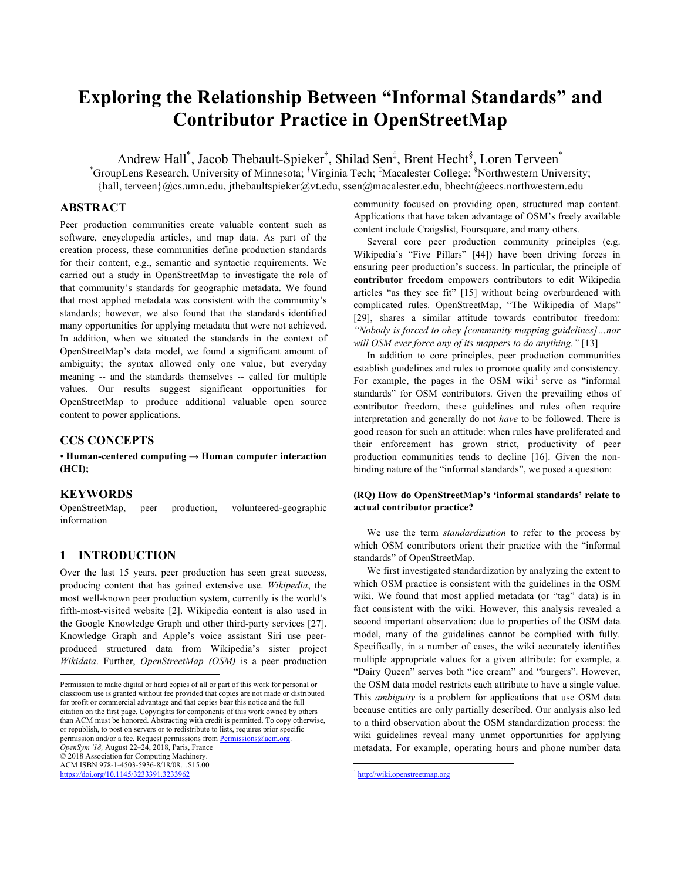# Exploring the Relationship Between "Informal Standards" and Contributor Practice in OpenStreetMap

Andrew Hall[*], Jacob Thebault-Spieker[†], Shilad Sen[‡], Brent Hecht[§], Loren Terveen[*]

[*]GroupLens Research, University of Minnesota; [†]Virginia Tech; [‡]Macalester College; [§]Northwestern University; {hall, terveen}@cs.umn.edu, jthebaultspieker@vt.edu, ssen@macalester.edu, bhecht@eecs.northwestern.edu

## ABSTRACT

Peer production communities create valuable content such as software, encyclopedia articles, and map data. As part of the creation process, these communities define production standards for their content, e.g., semantic and syntactic requirements. We carried out a study in OpenStreetMap to investigate the role of that community's standards for geographic metadata. We found that most applied metadata was consistent with the community's standards; however, we also found that the standards identified many opportunities for applying metadata that were not achieved. In addition, when we situated the standards in the context of OpenStreetMap's data model, we found a significant amount of ambiguity; the syntax allowed only one value, but everyday meaning -- and the standards themselves -- called for multiple values. Our results suggest significant opportunities for OpenStreetMap to produce additional valuable open source content to power applications.

## CCS CONCEPTS

• **Human-centered computing → Human computer interaction (HCI);**

## KEYWORDS

OpenStreetMap, peer production, volunteered-geographic information

## 1 INTRODUCTION

Over the last 15 years, peer production has seen great success, producing content that has gained extensive use. *Wikipedia*, the most well-known peer production system, currently is the world's fifth-most-visited website [2]. Wikipedia content is also used in the Google Knowledge Graph and other third-party services [27]. Knowledge Graph and Apple's voice assistant Siri use peer-produced structured data from Wikipedia's sister project *Wikidata*. Further, *OpenStreetMap (OSM)* is a peer production community focused on providing open, structured map content. Applications that have taken advantage of OSM's freely available content include Craigslist, Foursquare, and many others.

Several core peer production community principles (e.g. Wikipedia's "Five Pillars" [44]) have been driving forces in ensuring peer production's success. In particular, the principle of **contributor freedom** empowers contributors to edit Wikipedia articles "as they see fit" [15] without being overburdened with complicated rules. OpenStreetMap, "The Wikipedia of Maps" [29], shares a similar attitude towards contributor freedom: *"Nobody is forced to obey [community mapping guidelines]…nor will OSM ever force any of its mappers to do anything."* [13]

In addition to core principles, peer production communities establish guidelines and rules to promote quality and consistency. For example, the pages in the OSM wiki[1] serve as "informal standards" for OSM contributors. Given the prevailing ethos of contributor freedom, these guidelines and rules often require interpretation and generally do not *have* to be followed. There is good reason for such an attitude: when rules have proliferated and their enforcement has grown strict, productivity of peer production communities tends to decline [16]. Given the non-binding nature of the "informal standards", we posed a question:

**(RQ) How do OpenStreetMap's 'informal standards' relate to actual contributor practice?**

We use the term *standardization* to refer to the process by which OSM contributors orient their practice with the "informal standards" of OpenStreetMap.

We first investigated standardization by analyzing the extent to which OSM practice is consistent with the guidelines in the OSM wiki. We found that most applied metadata (or "tag" data) is in fact consistent with the wiki. However, this analysis revealed a second important observation: due to properties of the OSM data model, many of the guidelines cannot be complied with fully. Specifically, in a number of cases, the wiki accurately identifies multiple appropriate values for a given attribute: for example, a "Dairy Queen" serves both "ice cream" and "burgers". However, the OSM data model restricts each attribute to have a single value. This *ambiguity* is a problem for applications that use OSM data because entities are only partially described. Our analysis also led to a third observation about the OSM standardization process: the wiki guidelines reveal many unmet opportunities for applying metadata. For example, operating hours and phone number data

---

Permission to make digital or hard copies of all or part of this work for personal or classroom use is granted without fee provided that copies are not made or distributed for profit or commercial advantage and that copies bear this notice and the full citation on the first page. Copyrights for components of this work owned by others than ACM must be honored. Abstracting with credit is permitted. To copy otherwise, or republish, to post on servers or to redistribute to lists, requires prior specific permission and/or a fee. Request permissions from Permissions@acm.org.
*OpenSym '18,* August 22–24, 2018, Paris, France
© 2018 Association for Computing Machinery.
ACM ISBN 978-1-4503-5936-8/18/08…$15.00
https://doi.org/10.1145/3233391.3233962

[1] http://wiki.openstreetmap.org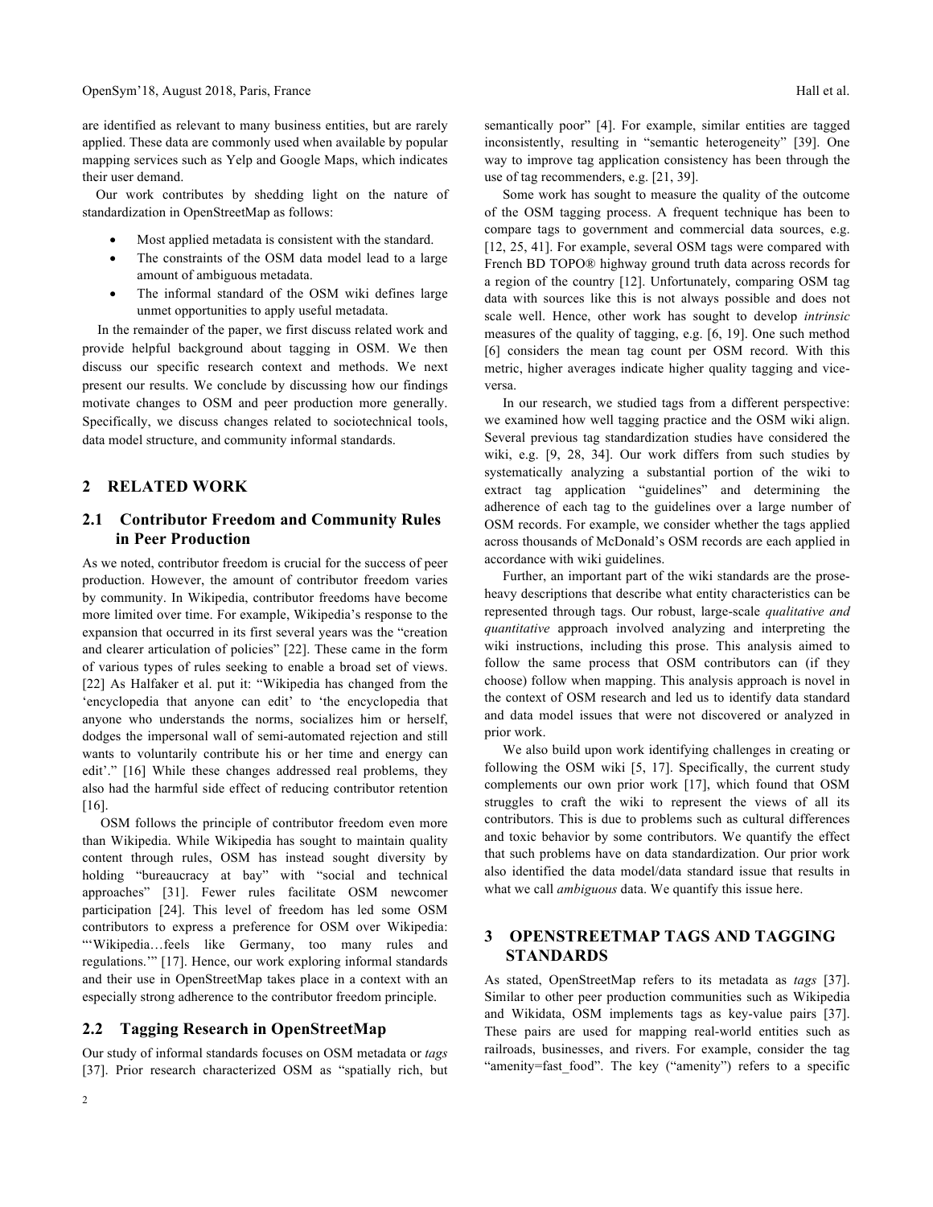are identified as relevant to many business entities, but are rarely applied. These data are commonly used when available by popular mapping services such as Yelp and Google Maps, which indicates their user demand.

Our work contributes by shedding light on the nature of standardization in OpenStreetMap as follows:

- Most applied metadata is consistent with the standard.
- The constraints of the OSM data model lead to a large amount of ambiguous metadata.
- The informal standard of the OSM wiki defines large unmet opportunities to apply useful metadata.

In the remainder of the paper, we first discuss related work and provide helpful background about tagging in OSM. We then discuss our specific research context and methods. We next present our results. We conclude by discussing how our findings motivate changes to OSM and peer production more generally. Specifically, we discuss changes related to sociotechnical tools, data model structure, and community informal standards.

## 2 RELATED WORK

### 2.1 Contributor Freedom and Community Rules in Peer Production

As we noted, contributor freedom is crucial for the success of peer production. However, the amount of contributor freedom varies by community. In Wikipedia, contributor freedoms have become more limited over time. For example, Wikipedia's response to the expansion that occurred in its first several years was the "creation and clearer articulation of policies" [22]. These came in the form of various types of rules seeking to enable a broad set of views. [22] As Halfaker et al. put it: "Wikipedia has changed from the 'encyclopedia that anyone can edit' to 'the encyclopedia that anyone who understands the norms, socializes him or herself, dodges the impersonal wall of semi-automated rejection and still wants to voluntarily contribute his or her time and energy can edit'." [16] While these changes addressed real problems, they also had the harmful side effect of reducing contributor retention [16].

OSM follows the principle of contributor freedom even more than Wikipedia. While Wikipedia has sought to maintain quality content through rules, OSM has instead sought diversity by holding "bureaucracy at bay" with "social and technical approaches" [31]. Fewer rules facilitate OSM newcomer participation [24]. This level of freedom has led some OSM contributors to express a preference for OSM over Wikipedia: "'Wikipedia…feels like Germany, too many rules and regulations.'" [17]. Hence, our work exploring informal standards and their use in OpenStreetMap takes place in a context with an especially strong adherence to the contributor freedom principle.

### 2.2 Tagging Research in OpenStreetMap

Our study of informal standards focuses on OSM metadata or *tags* [37]. Prior research characterized OSM as "spatially rich, but semantically poor" [4]. For example, similar entities are tagged inconsistently, resulting in "semantic heterogeneity" [39]. One way to improve tag application consistency has been through the use of tag recommenders, e.g. [21, 39].

Some work has sought to measure the quality of the outcome of the OSM tagging process. A frequent technique has been to compare tags to government and commercial data sources, e.g. [12, 25, 41]. For example, several OSM tags were compared with French BD TOPO® highway ground truth data across records for a region of the country [12]. Unfortunately, comparing OSM tag data with sources like this is not always possible and does not scale well. Hence, other work has sought to develop *intrinsic* measures of the quality of tagging, e.g. [6, 19]. One such method [6] considers the mean tag count per OSM record. With this metric, higher averages indicate higher quality tagging and vice-versa.

In our research, we studied tags from a different perspective: we examined how well tagging practice and the OSM wiki align. Several previous tag standardization studies have considered the wiki, e.g. [9, 28, 34]. Our work differs from such studies by systematically analyzing a substantial portion of the wiki to extract tag application "guidelines" and determining the adherence of each tag to the guidelines over a large number of OSM records. For example, we consider whether the tags applied across thousands of McDonald's OSM records are each applied in accordance with wiki guidelines.

Further, an important part of the wiki standards are the prose-heavy descriptions that describe what entity characteristics can be represented through tags. Our robust, large-scale *qualitative and quantitative* approach involved analyzing and interpreting the wiki instructions, including this prose. This analysis aimed to follow the same process that OSM contributors can (if they choose) follow when mapping. This analysis approach is novel in the context of OSM research and led us to identify data standard and data model issues that were not discovered or analyzed in prior work.

We also build upon work identifying challenges in creating or following the OSM wiki [5, 17]. Specifically, the current study complements our own prior work [17], which found that OSM struggles to craft the wiki to represent the views of all its contributors. This is due to problems such as cultural differences and toxic behavior by some contributors. We quantify the effect that such problems have on data standardization. Our prior work also identified the data model/data standard issue that results in what we call *ambiguous* data. We quantify this issue here.

## 3 OPENSTREETMAP TAGS AND TAGGING STANDARDS

As stated, OpenStreetMap refers to its metadata as *tags* [37]. Similar to other peer production communities such as Wikipedia and Wikidata, OSM implements tags as key-value pairs [37]. These pairs are used for mapping real-world entities such as railroads, businesses, and rivers. For example, consider the tag "amenity=fast_food". The key ("amenity") refers to a specific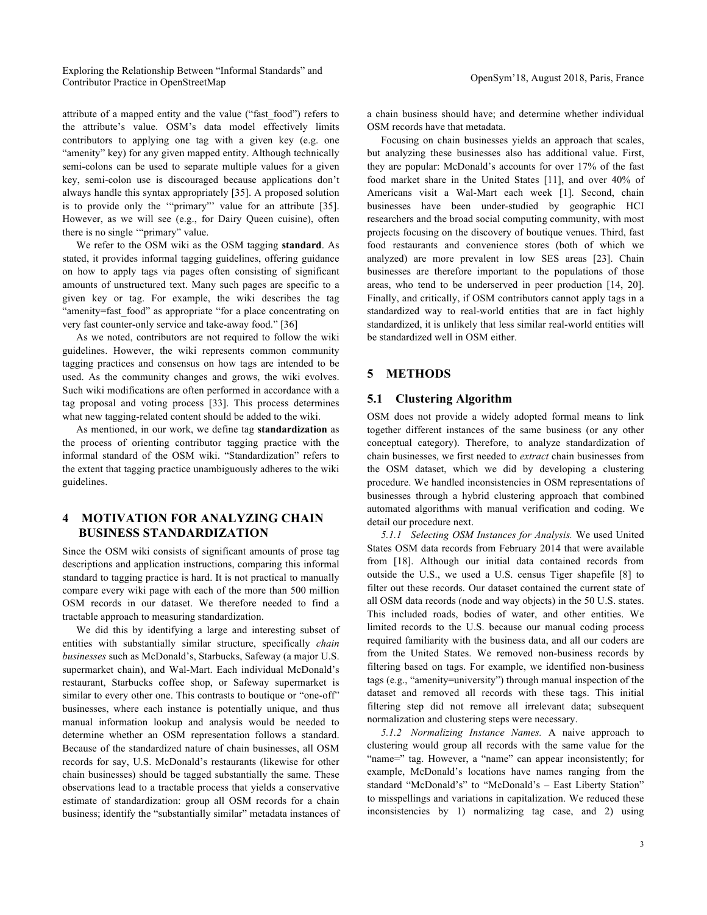attribute of a mapped entity and the value ("fast_food") refers to the attribute's value. OSM's data model effectively limits contributors to applying one tag with a given key (e.g. one "amenity" key) for any given mapped entity. Although technically semi-colons can be used to separate multiple values for a given key, semi-colon use is discouraged because applications don't always handle this syntax appropriately [35]. A proposed solution is to provide only the '"primary"' value for an attribute [35]. However, as we will see (e.g., for Dairy Queen cuisine), often there is no single '"primary" value.

We refer to the OSM wiki as the OSM tagging **standard**. As stated, it provides informal tagging guidelines, offering guidance on how to apply tags via pages often consisting of significant amounts of unstructured text. Many such pages are specific to a given key or tag. For example, the wiki describes the tag "amenity=fast_food" as appropriate "for a place concentrating on very fast counter-only service and take-away food." [36]

As we noted, contributors are not required to follow the wiki guidelines. However, the wiki represents common community tagging practices and consensus on how tags are intended to be used. As the community changes and grows, the wiki evolves. Such wiki modifications are often performed in accordance with a tag proposal and voting process [33]. This process determines what new tagging-related content should be added to the wiki.

As mentioned, in our work, we define tag **standardization** as the process of orienting contributor tagging practice with the informal standard of the OSM wiki. "Standardization" refers to the extent that tagging practice unambiguously adheres to the wiki guidelines.

## 4 MOTIVATION FOR ANALYZING CHAIN BUSINESS STANDARDIZATION

Since the OSM wiki consists of significant amounts of prose tag descriptions and application instructions, comparing this informal standard to tagging practice is hard. It is not practical to manually compare every wiki page with each of the more than 500 million OSM records in our dataset. We therefore needed to find a tractable approach to measuring standardization.

We did this by identifying a large and interesting subset of entities with substantially similar structure, specifically *chain businesses* such as McDonald's, Starbucks, Safeway (a major U.S. supermarket chain), and Wal-Mart. Each individual McDonald's restaurant, Starbucks coffee shop, or Safeway supermarket is similar to every other one. This contrasts to boutique or "one-off" businesses, where each instance is potentially unique, and thus manual information lookup and analysis would be needed to determine whether an OSM representation follows a standard. Because of the standardized nature of chain businesses, all OSM records for say, U.S. McDonald's restaurants (likewise for other chain businesses) should be tagged substantially the same. These observations lead to a tractable process that yields a conservative estimate of standardization: group all OSM records for a chain business; identify the "substantially similar" metadata instances of a chain business should have; and determine whether individual OSM records have that metadata.

Focusing on chain businesses yields an approach that scales, but analyzing these businesses also has additional value. First, they are popular: McDonald's accounts for over 17% of the fast food market share in the United States [11], and over 40% of Americans visit a Wal-Mart each week [1]. Second, chain businesses have been under-studied by geographic HCI researchers and the broad social computing community, with most projects focusing on the discovery of boutique venues. Third, fast food restaurants and convenience stores (both of which we analyzed) are more prevalent in low SES areas [23]. Chain businesses are therefore important to the populations of those areas, who tend to be underserved in peer production [14, 20]. Finally, and critically, if OSM contributors cannot apply tags in a standardized way to real-world entities that are in fact highly standardized, it is unlikely that less similar real-world entities will be standardized well in OSM either.

## 5 METHODS

### 5.1 Clustering Algorithm

OSM does not provide a widely adopted formal means to link together different instances of the same business (or any other conceptual category). Therefore, to analyze standardization of chain businesses, we first needed to *extract* chain businesses from the OSM dataset, which we did by developing a clustering procedure. We handled inconsistencies in OSM representations of businesses through a hybrid clustering approach that combined automated algorithms with manual verification and coding. We detail our procedure next.

*5.1.1 Selecting OSM Instances for Analysis.* We used United States OSM data records from February 2014 that were available from [18]. Although our initial data contained records from outside the U.S., we used a U.S. census Tiger shapefile [8] to filter out these records. Our dataset contained the current state of all OSM data records (node and way objects) in the 50 U.S. states. This included roads, bodies of water, and other entities. We limited records to the U.S. because our manual coding process required familiarity with the business data, and all our coders are from the United States. We removed non-business records by filtering based on tags. For example, we identified non-business tags (e.g., "amenity=university") through manual inspection of the dataset and removed all records with these tags. This initial filtering step did not remove all irrelevant data; subsequent normalization and clustering steps were necessary.

*5.1.2 Normalizing Instance Names.* A naive approach to clustering would group all records with the same value for the "name=" tag. However, a "name" can appear inconsistently; for example, McDonald's locations have names ranging from the standard "McDonald's" to "McDonald's – East Liberty Station" to misspellings and variations in capitalization. We reduced these inconsistencies by 1) normalizing tag case, and 2) using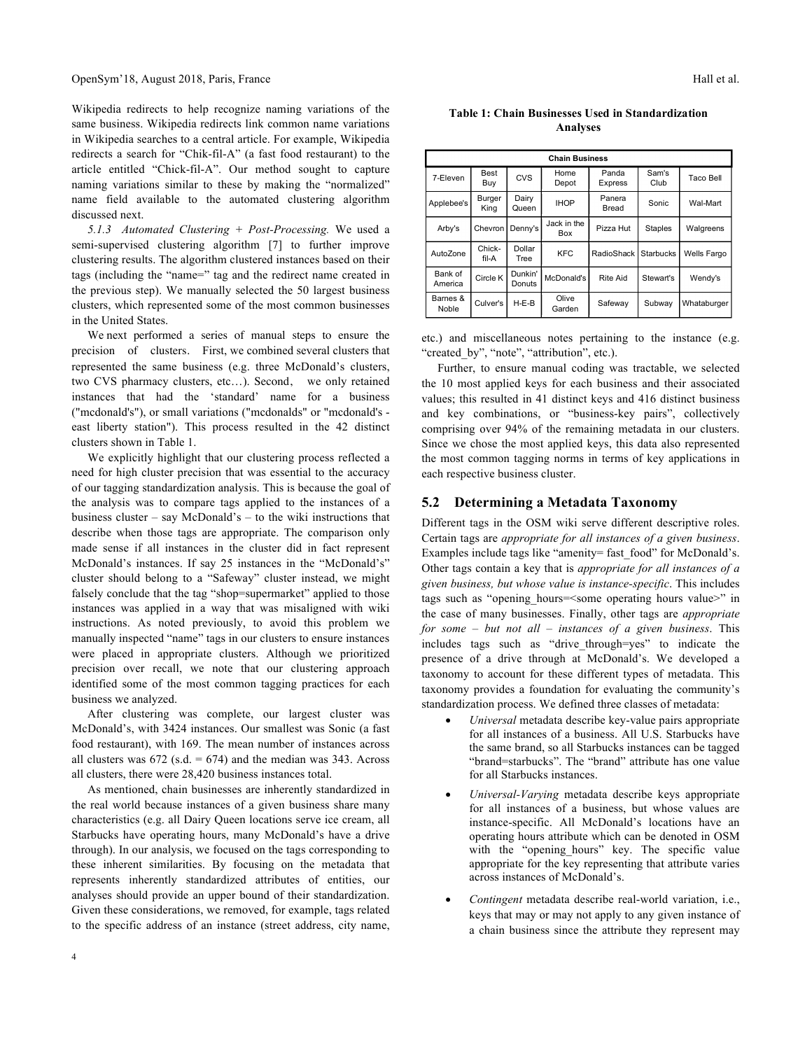Wikipedia redirects to help recognize naming variations of the same business. Wikipedia redirects link common name variations in Wikipedia searches to a central article. For example, Wikipedia redirects a search for "Chik-fil-A" (a fast food restaurant) to the article entitled "Chick-fil-A". Our method sought to capture naming variations similar to these by making the "normalized" name field available to the automated clustering algorithm discussed next.

*5.1.3 Automated Clustering + Post-Processing.* We used a semi-supervised clustering algorithm [7] to further improve clustering results. The algorithm clustered instances based on their tags (including the "name=" tag and the redirect name created in the previous step). We manually selected the 50 largest business clusters, which represented some of the most common businesses in the United States.

We next performed a series of manual steps to ensure the precision of clusters. First, we combined several clusters that represented the same business (e.g. three McDonald's clusters, two CVS pharmacy clusters, etc…). Second, we only retained instances that had the 'standard' name for a business ("mcdonald's"), or small variations ("mcdonalds" or "mcdonald's - east liberty station"). This process resulted in the 42 distinct clusters shown in Table 1.

We explicitly highlight that our clustering process reflected a need for high cluster precision that was essential to the accuracy of our tagging standardization analysis. This is because the goal of the analysis was to compare tags applied to the instances of a business cluster – say McDonald's – to the wiki instructions that describe when those tags are appropriate. The comparison only made sense if all instances in the cluster did in fact represent McDonald's instances. If say 25 instances in the "McDonald's" cluster should belong to a "Safeway" cluster instead, we might falsely conclude that the tag "shop=supermarket" applied to those instances was applied in a way that was misaligned with wiki instructions. As noted previously, to avoid this problem we manually inspected "name" tags in our clusters to ensure instances were placed in appropriate clusters. Although we prioritized precision over recall, we note that our clustering approach identified some of the most common tagging practices for each business we analyzed.

After clustering was complete, our largest cluster was McDonald's, with 3424 instances. Our smallest was Sonic (a fast food restaurant), with 169. The mean number of instances across all clusters was 672 (s.d. = 674) and the median was 343. Across all clusters, there were 28,420 business instances total.

As mentioned, chain businesses are inherently standardized in the real world because instances of a given business share many characteristics (e.g. all Dairy Queen locations serve ice cream, all Starbucks have operating hours, many McDonald's have a drive through). In our analysis, we focused on the tags corresponding to these inherent similarities. By focusing on the metadata that represents inherently standardized attributes of entities, our analyses should provide an upper bound of their standardization. Given these considerations, we removed, for example, tags related to the specific address of an instance (street address, city name, etc.) and miscellaneous notes pertaining to the instance (e.g. "created_by", "note", "attribution", etc.).

**Table 1: Chain Businesses Used in Standardization Analyses**

| Chain Business | | | | | | |
|---|---|---|---|---|---|---|
| 7-Eleven | Best Buy | CVS | Home Depot | Panda Express | Sam's Club | Taco Bell |
| Applebee's | Burger King | Dairy Queen | IHOP | Panera Bread | Sonic | Wal-Mart |
| Arby's | Chevron | Denny's | Jack in the Box | Pizza Hut | Staples | Walgreens |
| AutoZone | Chick-fil-A | Dollar Tree | KFC | RadioShack | Starbucks | Wells Fargo |
| Bank of America | Circle K | Dunkin' Donuts | McDonald's | Rite Aid | Stewart's | Wendy's |
| Barnes & Noble | Culver's | H-E-B | Olive Garden | Safeway | Subway | Whataburger |

Further, to ensure manual coding was tractable, we selected the 10 most applied keys for each business and their associated values; this resulted in 41 distinct keys and 416 distinct business and key combinations, or "business-key pairs", collectively comprising over 94% of the remaining metadata in our clusters. Since we chose the most applied keys, this data also represented the most common tagging norms in terms of key applications in each respective business cluster.

## 5.2 Determining a Metadata Taxonomy

Different tags in the OSM wiki serve different descriptive roles. Certain tags are *appropriate for all instances of a given business*. Examples include tags like "amenity= fast_food" for McDonald's. Other tags contain a key that is *appropriate for all instances of a given business, but whose value is instance-specific*. This includes tags such as "opening_hours=<some operating hours value>" in the case of many businesses. Finally, other tags are *appropriate for some – but not all – instances of a given business*. This includes tags such as "drive_through=yes" to indicate the presence of a drive through at McDonald's. We developed a taxonomy to account for these different types of metadata. This taxonomy provides a foundation for evaluating the community's standardization process. We defined three classes of metadata:

- *Universal* metadata describe key-value pairs appropriate for all instances of a business. All U.S. Starbucks have the same brand, so all Starbucks instances can be tagged "brand=starbucks". The "brand" attribute has one value for all Starbucks instances.
- *Universal-Varying* metadata describe keys appropriate for all instances of a business, but whose values are instance-specific. All McDonald's locations have an operating hours attribute which can be denoted in OSM with the "opening_hours" key. The specific value appropriate for the key representing that attribute varies across instances of McDonald's.
- *Contingent* metadata describe real-world variation, i.e., keys that may or may not apply to any given instance of a chain business since the attribute they represent may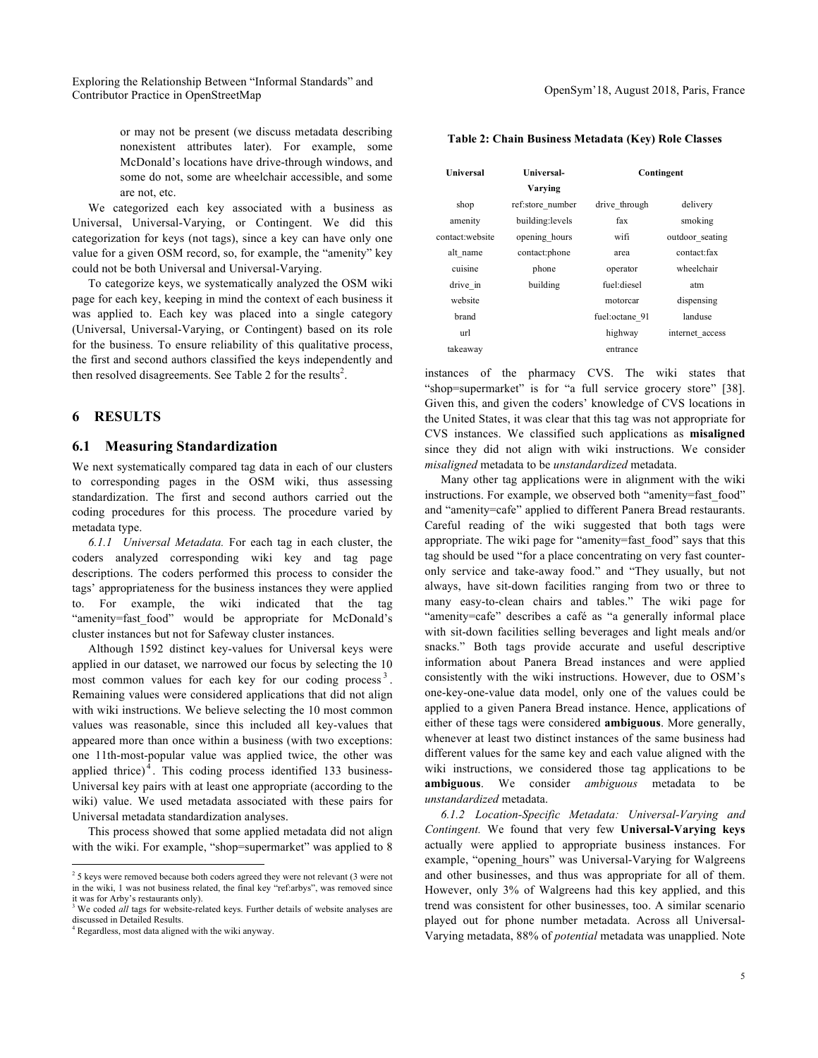or may not be present (we discuss metadata describing nonexistent attributes later). For example, some McDonald's locations have drive-through windows, and some do not, some are wheelchair accessible, and some are not, etc.

We categorized each key associated with a business as Universal, Universal-Varying, or Contingent. We did this categorization for keys (not tags), since a key can have only one value for a given OSM record, so, for example, the "amenity" key could not be both Universal and Universal-Varying.

To categorize keys, we systematically analyzed the OSM wiki page for each key, keeping in mind the context of each business it was applied to. Each key was placed into a single category (Universal, Universal-Varying, or Contingent) based on its role for the business. To ensure reliability of this qualitative process, the first and second authors classified the keys independently and then resolved disagreements. See Table 2 for the results[2].

## 6 RESULTS

### 6.1 Measuring Standardization

We next systematically compared tag data in each of our clusters to corresponding pages in the OSM wiki, thus assessing standardization. The first and second authors carried out the coding procedures for this process. The procedure varied by metadata type.

*6.1.1 Universal Metadata.* For each tag in each cluster, the coders analyzed corresponding wiki key and tag page descriptions. The coders performed this process to consider the tags' appropriateness for the business instances they were applied to. For example, the wiki indicated that the tag "amenity=fast_food" would be appropriate for McDonald's cluster instances but not for Safeway cluster instances.

Although 1592 distinct key-values for Universal keys were applied in our dataset, we narrowed our focus by selecting the 10 most common values for each key for our coding process[3]. Remaining values were considered applications that did not align with wiki instructions. We believe selecting the 10 most common values was reasonable, since this included all key-values that appeared more than once within a business (with two exceptions: one 11th-most-popular value was applied twice, the other was applied thrice)[4]. This coding process identified 133 business-Universal key pairs with at least one appropriate (according to the wiki) value. We used metadata associated with these pairs for Universal metadata standardization analyses.

This process showed that some applied metadata did not align with the wiki. For example, "shop=supermarket" was applied to 8 instances of the pharmacy CVS. The wiki states that "shop=supermarket" is for "a full service grocery store" [38]. Given this, and given the coders' knowledge of CVS locations in the United States, it was clear that this tag was not appropriate for CVS instances. We classified such applications as **misaligned** since they did not align with wiki instructions. We consider *misaligned* metadata to be *unstandardized* metadata.

**Table 2: Chain Business Metadata (Key) Role Classes**

| Universal | Universal-Varying | Contingent | |
|---|---|---|---|
| shop | ref:store_number | drive_through | delivery |
| amenity | building:levels | fax | smoking |
| contact:website | opening_hours | wifi | outdoor_seating |
| alt_name | contact:phone | area | contact:fax |
| cuisine | phone | operator | wheelchair |
| drive_in | building | fuel:diesel | atm |
| website | | motorcar | dispensing |
| brand | | fuel:octane_91 | landuse |
| url | | highway | internet_access |
| takeaway | | entrance | |

Many other tag applications were in alignment with the wiki instructions. For example, we observed both "amenity=fast_food" and "amenity=cafe" applied to different Panera Bread restaurants. Careful reading of the wiki suggested that both tags were appropriate. The wiki page for "amenity=fast_food" says that this tag should be used "for a place concentrating on very fast counter-only service and take-away food." and "They usually, but not always, have sit-down facilities ranging from two or three to many easy-to-clean chairs and tables." The wiki page for "amenity=cafe" describes a café as "a generally informal place with sit-down facilities selling beverages and light meals and/or snacks." Both tags provide accurate and useful descriptive information about Panera Bread instances and were applied consistently with the wiki instructions. However, due to OSM's one-key-one-value data model, only one of the values could be applied to a given Panera Bread instance. Hence, applications of either of these tags were considered **ambiguous**. More generally, whenever at least two distinct instances of the same business had different values for the same key and each value aligned with the wiki instructions, we considered those tag applications to be **ambiguous**. We consider *ambiguous* metadata to be *unstandardized* metadata.

*6.1.2 Location-Specific Metadata: Universal-Varying and Contingent.* We found that very few **Universal-Varying keys** actually were applied to appropriate business instances. For example, "opening_hours" was Universal-Varying for Walgreens and other businesses, and thus was appropriate for all of them. However, only 3% of Walgreens had this key applied, and this trend was consistent for other businesses, too. A similar scenario played out for phone number metadata. Across all Universal-Varying metadata, 88% of *potential* metadata was unapplied. Note

---

[2] 5 keys were removed because both coders agreed they were not relevant (3 were not in the wiki, 1 was not business related, the final key "ref:arbys", was removed since it was for Arby's restaurants only).

[3] We coded *all* tags for website-related keys. Further details of website analyses are discussed in Detailed Results.

[4] Regardless, most data aligned with the wiki anyway.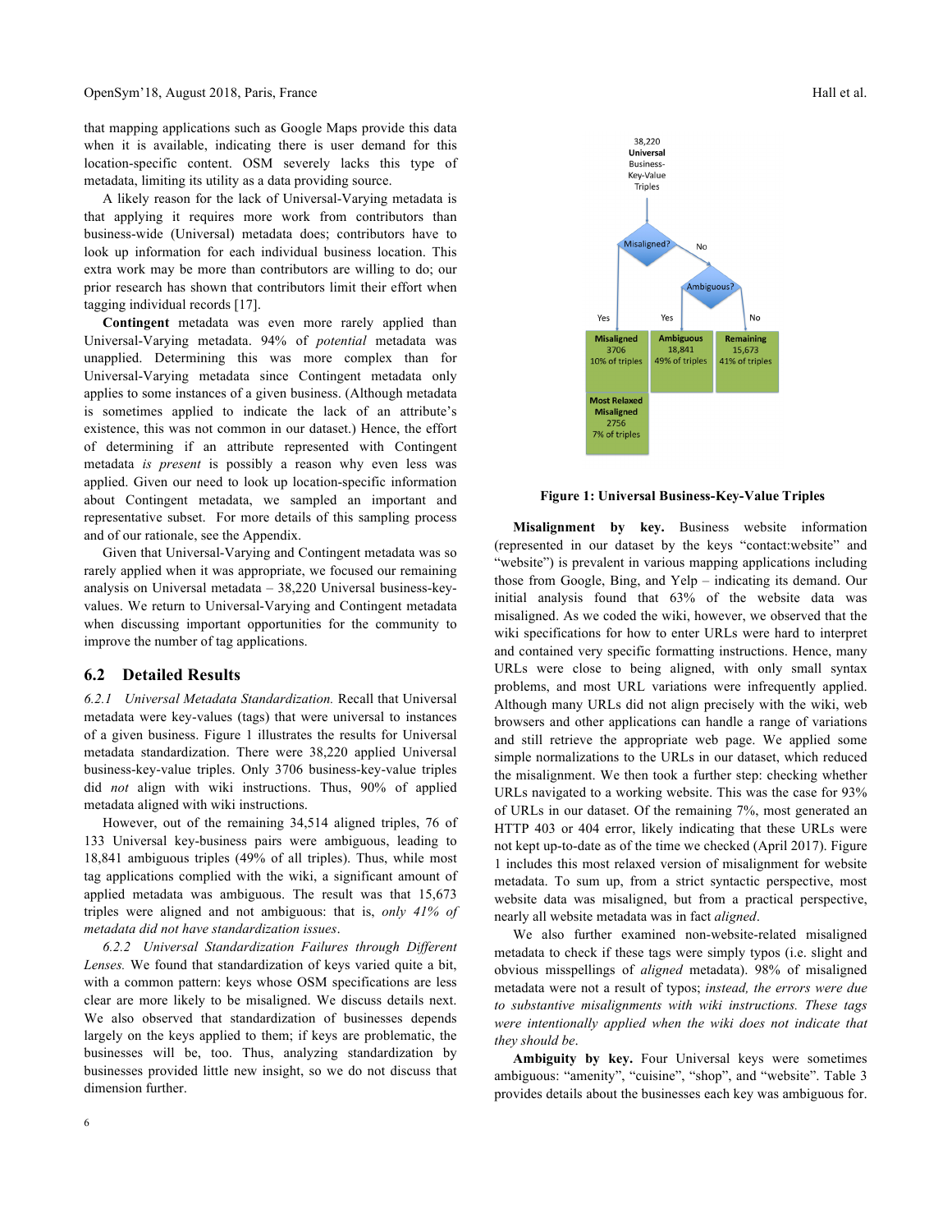that mapping applications such as Google Maps provide this data when it is available, indicating there is user demand for this location-specific content. OSM severely lacks this type of metadata, limiting its utility as a data providing source.

A likely reason for the lack of Universal-Varying metadata is that applying it requires more work from contributors than business-wide (Universal) metadata does; contributors have to look up information for each individual business location. This extra work may be more than contributors are willing to do; our prior research has shown that contributors limit their effort when tagging individual records [17].

**Contingent** metadata was even more rarely applied than Universal-Varying metadata. 94% of *potential* metadata was unapplied. Determining this was more complex than for Universal-Varying metadata since Contingent metadata only applies to some instances of a given business. (Although metadata is sometimes applied to indicate the lack of an attribute's existence, this was not common in our dataset.) Hence, the effort of determining if an attribute represented with Contingent metadata *is present* is possibly a reason why even less was applied. Given our need to look up location-specific information about Contingent metadata, we sampled an important and representative subset. For more details of this sampling process and of our rationale, see the Appendix.

Given that Universal-Varying and Contingent metadata was so rarely applied when it was appropriate, we focused our remaining analysis on Universal metadata – 38,220 Universal business-key-values. We return to Universal-Varying and Contingent metadata when discussing important opportunities for the community to improve the number of tag applications.

## 6.2 Detailed Results

*6.2.1 Universal Metadata Standardization.* Recall that Universal metadata were key-values (tags) that were universal to instances of a given business. Figure 1 illustrates the results for Universal metadata standardization. There were 38,220 applied Universal business-key-value triples. Only 3706 business-key-value triples did *not* align with wiki instructions. Thus, 90% of applied metadata aligned with wiki instructions.

However, out of the remaining 34,514 aligned triples, 76 of 133 Universal key-business pairs were ambiguous, leading to 18,841 ambiguous triples (49% of all triples). Thus, while most tag applications complied with the wiki, a significant amount of applied metadata was ambiguous. The result was that 15,673 triples were aligned and not ambiguous: that is, *only 41% of metadata did not have standardization issues*.

*6.2.2 Universal Standardization Failures through Different Lenses.* We found that standardization of keys varied quite a bit, with a common pattern: keys whose OSM specifications are less clear are more likely to be misaligned. We discuss details next. We also observed that standardization of businesses depends largely on the keys applied to them; if keys are problematic, the businesses will be, too. Thus, analyzing standardization by businesses provided little new insight, so we do not discuss that dimension further.

38,220 **Universal** Business-Key-Value Triples → Misaligned? Yes: **Misaligned** 3706, 10% of triples; **Most Relaxed Misaligned** 2756, 7% of triples. No → Ambiguous? Yes: **Ambiguous** 18,841, 49% of triples. No: **Remaining** 15,673, 41% of triples.

**Figure 1: Universal Business-Key-Value Triples**

**Misalignment by key.** Business website information (represented in our dataset by the keys "contact:website" and "website") is prevalent in various mapping applications including those from Google, Bing, and Yelp – indicating its demand. Our initial analysis found that 63% of the website data was misaligned. As we coded the wiki, however, we observed that the wiki specifications for how to enter URLs were hard to interpret and contained very specific formatting instructions. Hence, many URLs were close to being aligned, with only small syntax problems, and most URL variations were infrequently applied. Although many URLs did not align precisely with the wiki, web browsers and other applications can handle a range of variations and still retrieve the appropriate web page. We applied some simple normalizations to the URLs in our dataset, which reduced the misalignment. We then took a further step: checking whether URLs navigated to a working website. This was the case for 93% of URLs in our dataset. Of the remaining 7%, most generated an HTTP 403 or 404 error, likely indicating that these URLs were not kept up-to-date as of the time we checked (April 2017). Figure 1 includes this most relaxed version of misalignment for website metadata. To sum up, from a strict syntactic perspective, most website data was misaligned, but from a practical perspective, nearly all website metadata was in fact *aligned*.

We also further examined non-website-related misaligned metadata to check if these tags were simply typos (i.e. slight and obvious misspellings of *aligned* metadata). 98% of misaligned metadata were not a result of typos; *instead, the errors were due to substantive misalignments with wiki instructions. These tags were intentionally applied when the wiki does not indicate that they should be*.

**Ambiguity by key.** Four Universal keys were sometimes ambiguous: "amenity", "cuisine", "shop", and "website". Table 3 provides details about the businesses each key was ambiguous for.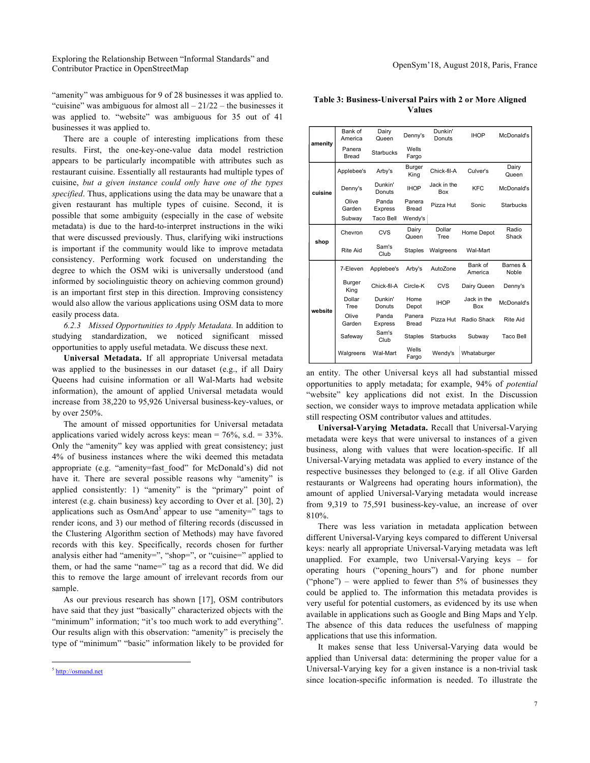"amenity" was ambiguous for 9 of 28 businesses it was applied to. "cuisine" was ambiguous for almost all – 21/22 – the businesses it was applied to. "website" was ambiguous for 35 out of 41 businesses it was applied to.

There are a couple of interesting implications from these results. First, the one-key-one-value data model restriction appears to be particularly incompatible with attributes such as restaurant cuisine. Essentially all restaurants had multiple types of cuisine, *but a given instance could only have one of the types specified*. Thus, applications using the data may be unaware that a given restaurant has multiple types of cuisine. Second, it is possible that some ambiguity (especially in the case of website metadata) is due to the hard-to-interpret instructions in the wiki that were discussed previously. Thus, clarifying wiki instructions is important if the community would like to improve metadata consistency. Performing work focused on understanding the degree to which the OSM wiki is universally understood (and informed by sociolinguistic theory on achieving common ground) is an important first step in this direction. Improving consistency would also allow the various applications using OSM data to more easily process data.

*6.2.3 Missed Opportunities to Apply Metadata.* In addition to studying standardization, we noticed significant missed opportunities to apply useful metadata. We discuss these next.

**Universal Metadata.** If all appropriate Universal metadata was applied to the businesses in our dataset (e.g., if all Dairy Queens had cuisine information or all Wal-Marts had website information), the amount of applied Universal metadata would increase from 38,220 to 95,926 Universal business-key-values, or by over 250%.

The amount of missed opportunities for Universal metadata applications varied widely across keys: mean = 76%, s.d. = 33%. Only the "amenity" key was applied with great consistency; just 4% of business instances where the wiki deemed this metadata appropriate (e.g. "amenity=fast_food" for McDonald's) did not have it. There are several possible reasons why "amenity" is applied consistently: 1) "amenity" is the "primary" point of interest (e.g. chain business) key according to Over et al. [30], 2) applications such as OsmAnd[5] appear to use "amenity=" tags to render icons, and 3) our method of filtering records (discussed in the Clustering Algorithm section of Methods) may have favored records with this key. Specifically, records chosen for further analysis either had "amenity=", "shop=", or "cuisine=" applied to them, or had the same "name=" tag as a record that did. We did this to remove the large amount of irrelevant records from our sample.

As our previous research has shown [17], OSM contributors have said that they just "basically" characterized objects with the "minimum" information; "it's too much work to add everything". Our results align with this observation: "amenity" is precisely the type of "minimum" "basic" information likely to be provided for an entity. The other Universal keys all had substantial missed opportunities to apply metadata; for example, 94% of *potential* "website" key applications did not exist. In the Discussion section, we consider ways to improve metadata application while still respecting OSM contributor values and attitudes.

[5] http://osmand.net

**Table 3: Business-Universal Pairs with 2 or More Aligned Values**

| | | | | | | |
|---|---|---|---|---|---|---|
| **amenity** | Bank of America | Dairy Queen | Denny's | Dunkin' Donuts | IHOP | McDonald's |
| | Panera Bread | Starbucks | Wells Fargo | | | |
| **cuisine** | Applebee's | Arby's | Burger King | Chick-fil-A | Culver's | Dairy Queen |
| | Denny's | Dunkin' Donuts | IHOP | Jack in the Box | KFC | McDonald's |
| | Olive Garden | Panda Express | Panera Bread | Pizza Hut | Sonic | Starbucks |
| | Subway | Taco Bell | Wendy's | | | |
| **shop** | Chevron | CVS | Dairy Queen | Dollar Tree | Home Depot | Radio Shack |
| | Rite Aid | Sam's Club | Staples | Walgreens | Wal-Mart | |
| **website** | 7-Eleven | Applebee's | Arby's | AutoZone | Bank of America | Barnes & Noble |
| | Burger King | Chick-fil-A | Circle-K | CVS | Dairy Queen | Denny's |
| | Dollar Tree | Dunkin' Donuts | Home Depot | IHOP | Jack in the Box | McDonald's |
| | Olive Garden | Panda Express | Panera Bread | Pizza Hut | Radio Shack | Rite Aid |
| | Safeway | Sam's Club | Staples | Starbucks | Subway | Taco Bell |
| | Walgreens | Wal-Mart | Wells Fargo | Wendy's | Whataburger | |

**Universal-Varying Metadata.** Recall that Universal-Varying metadata were keys that were universal to instances of a given business, along with values that were location-specific. If all Universal-Varying metadata was applied to every instance of the respective businesses they belonged to (e.g. if all Olive Garden restaurants or Walgreens had operating hours information), the amount of applied Universal-Varying metadata would increase from 9,319 to 75,591 business-key-value, an increase of over 810%.

There was less variation in metadata application between different Universal-Varying keys compared to different Universal keys: nearly all appropriate Universal-Varying metadata was left unapplied. For example, two Universal-Varying keys – for operating hours ("opening_hours") and for phone number ("phone") – were applied to fewer than 5% of businesses they could be applied to. The information this metadata provides is very useful for potential customers, as evidenced by its use when available in applications such as Google and Bing Maps and Yelp. The absence of this data reduces the usefulness of mapping applications that use this information.

It makes sense that less Universal-Varying data would be applied than Universal data: determining the proper value for a Universal-Varying key for a given instance is a non-trivial task since location-specific information is needed. To illustrate the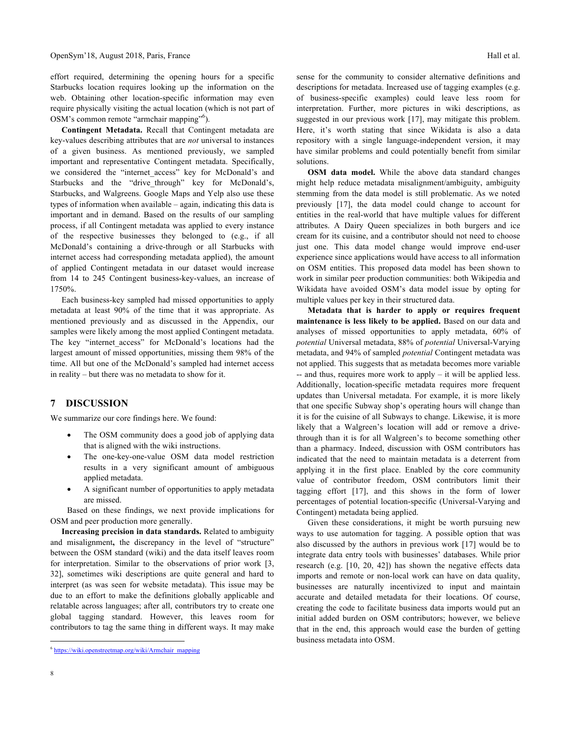effort required, determining the opening hours for a specific Starbucks location requires looking up the information on the web. Obtaining other location-specific information may even require physically visiting the actual location (which is not part of OSM's common remote "armchair mapping"[6]).

**Contingent Metadata.** Recall that Contingent metadata are key-values describing attributes that are *not* universal to instances of a given business. As mentioned previously, we sampled important and representative Contingent metadata. Specifically, we considered the "internet_access" key for McDonald's and Starbucks and the "drive_through" key for McDonald's, Starbucks, and Walgreens. Google Maps and Yelp also use these types of information when available – again, indicating this data is important and in demand. Based on the results of our sampling process, if all Contingent metadata was applied to every instance of the respective businesses they belonged to (e.g., if all McDonald's containing a drive-through or all Starbucks with internet access had corresponding metadata applied), the amount of applied Contingent metadata in our dataset would increase from 14 to 245 Contingent business-key-values, an increase of 1750%.

Each business-key sampled had missed opportunities to apply metadata at least 90% of the time that it was appropriate. As mentioned previously and as discussed in the Appendix, our samples were likely among the most applied Contingent metadata. The key "internet_access" for McDonald's locations had the largest amount of missed opportunities, missing them 98% of the time. All but one of the McDonald's sampled had internet access in reality – but there was no metadata to show for it.

## 7 DISCUSSION

We summarize our core findings here. We found:

- The OSM community does a good job of applying data that is aligned with the wiki instructions.
- The one-key-one-value OSM data model restriction results in a very significant amount of ambiguous applied metadata.
- A significant number of opportunities to apply metadata are missed.

Based on these findings, we next provide implications for OSM and peer production more generally.

**Increasing precision in data standards.** Related to ambiguity and misalignment**,** the discrepancy in the level of "structure" between the OSM standard (wiki) and the data itself leaves room for interpretation. Similar to the observations of prior work [3, 32], sometimes wiki descriptions are quite general and hard to interpret (as was seen for website metadata). This issue may be due to an effort to make the definitions globally applicable and relatable across languages; after all, contributors try to create one global tagging standard. However, this leaves room for contributors to tag the same thing in different ways. It may make sense for the community to consider alternative definitions and descriptions for metadata. Increased use of tagging examples (e.g. of business-specific examples) could leave less room for interpretation. Further, more pictures in wiki descriptions, as suggested in our previous work [17], may mitigate this problem. Here, it's worth stating that since Wikidata is also a data repository with a single language-independent version, it may have similar problems and could potentially benefit from similar solutions.

**OSM data model.** While the above data standard changes might help reduce metadata misalignment/ambiguity, ambiguity stemming from the data model is still problematic. As we noted previously [17], the data model could change to account for entities in the real-world that have multiple values for different attributes. A Dairy Queen specializes in both burgers and ice cream for its cuisine, and a contributor should not need to choose just one. This data model change would improve end-user experience since applications would have access to all information on OSM entities. This proposed data model has been shown to work in similar peer production communities: both Wikipedia and Wikidata have avoided OSM's data model issue by opting for multiple values per key in their structured data.

**Metadata that is harder to apply or requires frequent maintenance is less likely to be applied.** Based on our data and analyses of missed opportunities to apply metadata, 60% of *potential* Universal metadata, 88% of *potential* Universal-Varying metadata, and 94% of sampled *potential* Contingent metadata was not applied. This suggests that as metadata becomes more variable -- and thus, requires more work to apply – it will be applied less. Additionally, location-specific metadata requires more frequent updates than Universal metadata. For example, it is more likely that one specific Subway shop's operating hours will change than it is for the cuisine of all Subways to change. Likewise, it is more likely that a Walgreen's location will add or remove a drive-through than it is for all Walgreen's to become something other than a pharmacy. Indeed, discussion with OSM contributors has indicated that the need to maintain metadata is a deterrent from applying it in the first place. Enabled by the core community value of contributor freedom, OSM contributors limit their tagging effort [17], and this shows in the form of lower percentages of potential location-specific (Universal-Varying and Contingent) metadata being applied.

Given these considerations, it might be worth pursuing new ways to use automation for tagging. A possible option that was also discussed by the authors in previous work [17] would be to integrate data entry tools with businesses' databases. While prior research (e.g. [10, 20, 42]) has shown the negative effects data imports and remote or non-local work can have on data quality, businesses are naturally incentivized to input and maintain accurate and detailed metadata for their locations. Of course, creating the code to facilitate business data imports would put an initial added burden on OSM contributors; however, we believe that in the end, this approach would ease the burden of getting business metadata into OSM.

[6] https://wiki.openstreetmap.org/wiki/Armchair_mapping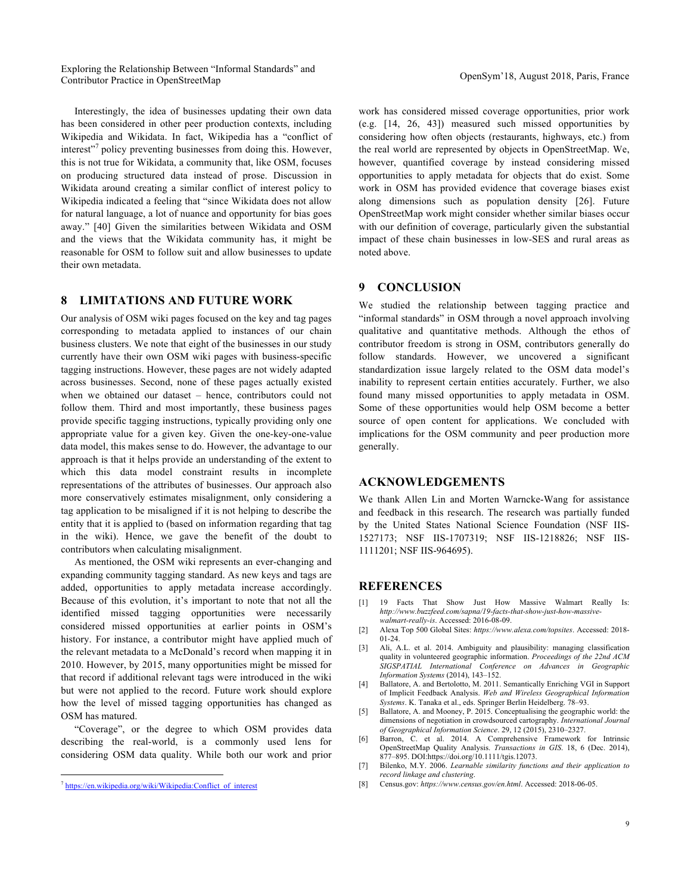Interestingly, the idea of businesses updating their own data has been considered in other peer production contexts, including Wikipedia and Wikidata. In fact, Wikipedia has a "conflict of interest"[7] policy preventing businesses from doing this. However, this is not true for Wikidata, a community that, like OSM, focuses on producing structured data instead of prose. Discussion in Wikidata around creating a similar conflict of interest policy to Wikipedia indicated a feeling that "since Wikidata does not allow for natural language, a lot of nuance and opportunity for bias goes away." [40] Given the similarities between Wikidata and OSM and the views that the Wikidata community has, it might be reasonable for OSM to follow suit and allow businesses to update their own metadata.

## 8 LIMITATIONS AND FUTURE WORK

Our analysis of OSM wiki pages focused on the key and tag pages corresponding to metadata applied to instances of our chain business clusters. We note that eight of the businesses in our study currently have their own OSM wiki pages with business-specific tagging instructions. However, these pages are not widely adapted across businesses. Second, none of these pages actually existed when we obtained our dataset – hence, contributors could not follow them. Third and most importantly, these business pages provide specific tagging instructions, typically providing only one appropriate value for a given key. Given the one-key-one-value data model, this makes sense to do. However, the advantage to our approach is that it helps provide an understanding of the extent to which this data model constraint results in incomplete representations of the attributes of businesses. Our approach also more conservatively estimates misalignment, only considering a tag application to be misaligned if it is not helping to describe the entity that it is applied to (based on information regarding that tag in the wiki). Hence, we gave the benefit of the doubt to contributors when calculating misalignment.

As mentioned, the OSM wiki represents an ever-changing and expanding community tagging standard. As new keys and tags are added, opportunities to apply metadata increase accordingly. Because of this evolution, it's important to note that not all the identified missed tagging opportunities were necessarily considered missed opportunities at earlier points in OSM's history. For instance, a contributor might have applied much of the relevant metadata to a McDonald's record when mapping it in 2010. However, by 2015, many opportunities might be missed for that record if additional relevant tags were introduced in the wiki but were not applied to the record. Future work should explore how the level of missed tagging opportunities has changed as OSM has matured.

"Coverage", or the degree to which OSM provides data describing the real-world, is a commonly used lens for considering OSM data quality. While both our work and prior work has considered missed coverage opportunities, prior work (e.g. [14, 26, 43]) measured such missed opportunities by considering how often objects (restaurants, highways, etc.) from the real world are represented by objects in OpenStreetMap. We, however, quantified coverage by instead considering missed opportunities to apply metadata for objects that do exist. Some work in OSM has provided evidence that coverage biases exist along dimensions such as population density [26]. Future OpenStreetMap work might consider whether similar biases occur with our definition of coverage, particularly given the substantial impact of these chain businesses in low-SES and rural areas as noted above.

[7] https://en.wikipedia.org/wiki/Wikipedia:Conflict_of_interest

## 9 CONCLUSION

We studied the relationship between tagging practice and "informal standards" in OSM through a novel approach involving qualitative and quantitative methods. Although the ethos of contributor freedom is strong in OSM, contributors generally do follow standards. However, we uncovered a significant standardization issue largely related to the OSM data model's inability to represent certain entities accurately. Further, we also found many missed opportunities to apply metadata in OSM. Some of these opportunities would help OSM become a better source of open content for applications. We concluded with implications for the OSM community and peer production more generally.

## ACKNOWLEDGEMENTS

We thank Allen Lin and Morten Warncke-Wang for assistance and feedback in this research. The research was partially funded by the United States National Science Foundation (NSF IIS-1527173; NSF IIS-1707319; NSF IIS-1218826; NSF IIS-1111201; NSF IIS-964695).

## REFERENCES

[1] 19 Facts That Show Just How Massive Walmart Really Is: *http://www.buzzfeed.com/sapna/19-facts-that-show-just-how-massive-walmart-really-is*. Accessed: 2016-08-09.

[2] Alexa Top 500 Global Sites: *https://www.alexa.com/topsites*. Accessed: 2018-01-24.

[3] Ali, A.L. et al. 2014. Ambiguity and plausibility: managing classification quality in volunteered geographic information. *Proceedings of the 22nd ACM SIGSPATIAL International Conference on Advances in Geographic Information Systems* (2014), 143–152.

[4] Ballatore, A. and Bertolotto, M. 2011. Semantically Enriching VGI in Support of Implicit Feedback Analysis. *Web and Wireless Geographical Information Systems*. K. Tanaka et al., eds. Springer Berlin Heidelberg. 78–93.

[5] Ballatore, A. and Mooney, P. 2015. Conceptualising the geographic world: the dimensions of negotiation in crowdsourced cartography. *International Journal of Geographical Information Science*. 29, 12 (2015), 2310–2327.

[6] Barron, C. et al. 2014. A Comprehensive Framework for Intrinsic OpenStreetMap Quality Analysis. *Transactions in GIS*. 18, 6 (Dec. 2014), 877–895. DOI:https://doi.org/10.1111/tgis.12073.

[7] Bilenko, M.Y. 2006. *Learnable similarity functions and their application to record linkage and clustering*.

[8] Census.gov: *https://www.census.gov/en.html*. Accessed: 2018-06-05.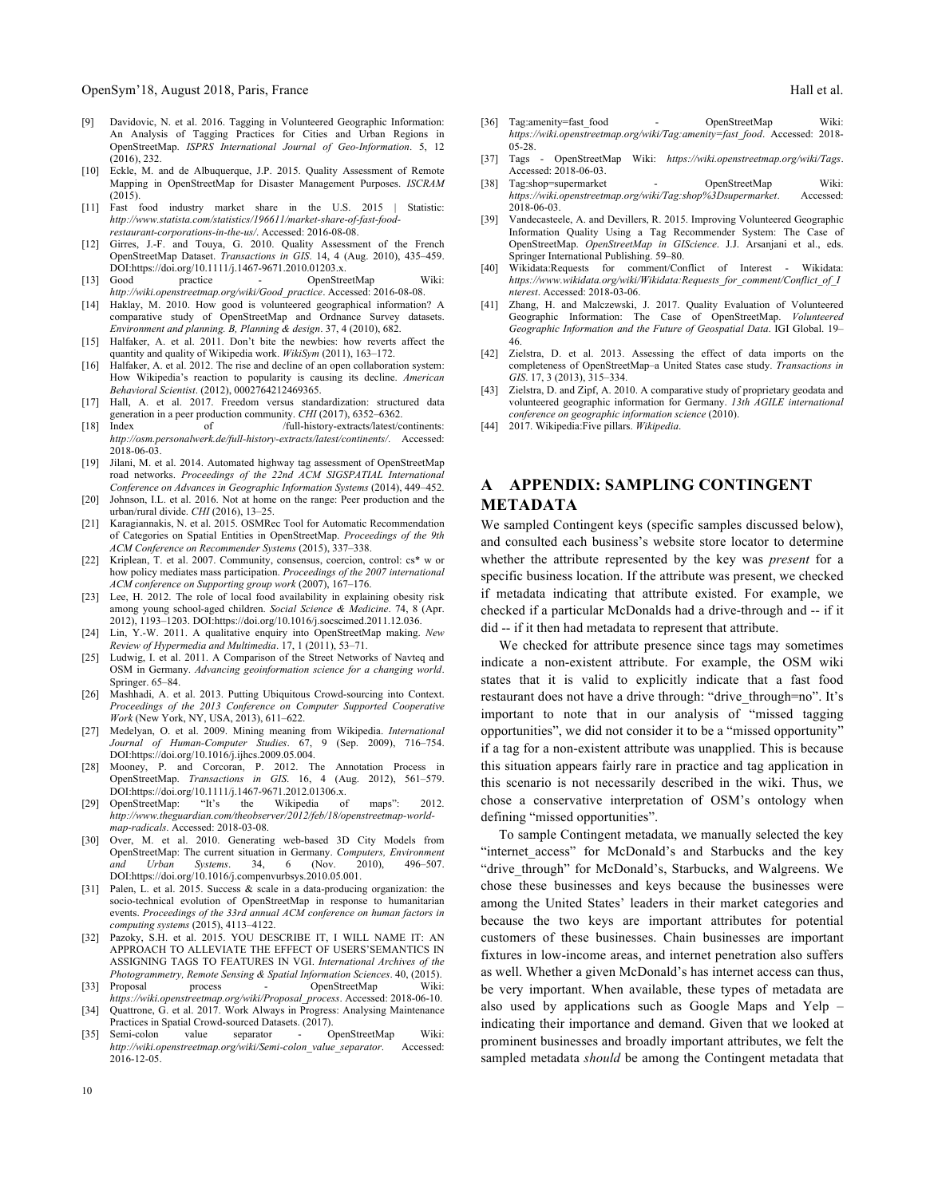[9] Davidovic, N. et al. 2016. Tagging in Volunteered Geographic Information: An Analysis of Tagging Practices for Cities and Urban Regions in OpenStreetMap. *ISPRS International Journal of Geo-Information*. 5, 12 (2016), 232.

[10] Eckle, M. and de Albuquerque, J.P. 2015. Quality Assessment of Remote Mapping in OpenStreetMap for Disaster Management Purposes. *ISCRAM* (2015).

[11] Fast food industry market share in the U.S. 2015 | Statistic: *http://www.statista.com/statistics/196611/market-share-of-fast-food-restaurant-corporations-in-the-us/*. Accessed: 2016-08-08.

[12] Girres, J.-F. and Touya, G. 2010. Quality Assessment of the French OpenStreetMap Dataset. *Transactions in GIS*. 14, 4 (Aug. 2010), 435–459. DOI:https://doi.org/10.1111/j.1467-9671.2010.01203.x.

[13] Good practice - OpenStreetMap Wiki: *http://wiki.openstreetmap.org/wiki/Good_practice*. Accessed: 2016-08-08.

[14] Haklay, M. 2010. How good is volunteered geographical information? A comparative study of OpenStreetMap and Ordnance Survey datasets. *Environment and planning. B, Planning & design*. 37, 4 (2010), 682.

[15] Halfaker, A. et al. 2011. Don't bite the newbies: how reverts affect the quantity and quality of Wikipedia work. *WikiSym* (2011), 163–172.

[16] Halfaker, A. et al. 2012. The rise and decline of an open collaboration system: How Wikipedia's reaction to popularity is causing its decline. *American Behavioral Scientist*. (2012), 0002764212469365.

[17] Hall, A. et al. 2017. Freedom versus standardization: structured data generation in a peer production community. *CHI* (2017), 6352–6362.

[18] Index of /full-history-extracts/latest/continents: *http://osm.personalwerk.de/full-history-extracts/latest/continents/*. Accessed: 2018-06-03.

[19] Jilani, M. et al. 2014. Automated highway tag assessment of OpenStreetMap road networks. *Proceedings of the 22nd ACM SIGSPATIAL International Conference on Advances in Geographic Information Systems* (2014), 449–452.

[20] Johnson, I.L. et al. 2016. Not at home on the range: Peer production and the urban/rural divide. *CHI* (2016), 13–25.

[21] Karagiannakis, N. et al. 2015. OSMRec Tool for Automatic Recommendation of Categories on Spatial Entities in OpenStreetMap. *Proceedings of the 9th ACM Conference on Recommender Systems* (2015), 337–338.

[22] Kriplean, T. et al. 2007. Community, consensus, coercion, control: cs* w or how policy mediates mass participation. *Proceedings of the 2007 international ACM conference on Supporting group work* (2007), 167–176.

[23] Lee, H. 2012. The role of local food availability in explaining obesity risk among young school-aged children. *Social Science & Medicine*. 74, 8 (Apr. 2012), 1193–1203. DOI:https://doi.org/10.1016/j.socscimed.2011.12.036.

[24] Lin, Y.-W. 2011. A qualitative enquiry into OpenStreetMap making. *New Review of Hypermedia and Multimedia*. 17, 1 (2011), 53–71.

[25] Ludwig, I. et al. 2011. A Comparison of the Street Networks of Navteq and OSM in Germany. *Advancing geoinformation science for a changing world*. Springer. 65–84.

[26] Mashhadi, A. et al. 2013. Putting Ubiquitous Crowd-sourcing into Context. *Proceedings of the 2013 Conference on Computer Supported Cooperative Work* (New York, NY, USA, 2013), 611–622.

[27] Medelyan, O. et al. 2009. Mining meaning from Wikipedia. *International Journal of Human-Computer Studies*. 67, 9 (Sep. 2009), 716–754. DOI:https://doi.org/10.1016/j.ijhcs.2009.05.004.

[28] Mooney, P. and Corcoran, P. 2012. The Annotation Process in OpenStreetMap. *Transactions in GIS*. 16, 4 (Aug. 2012), 561–579. DOI:https://doi.org/10.1111/j.1467-9671.2012.01306.x.

[29] OpenStreetMap: "It's the Wikipedia of maps": 2012. *http://www.theguardian.com/theobserver/2012/feb/18/openstreetmap-world-map-radicals*. Accessed: 2018-03-08.

[30] Over, M. et al. 2010. Generating web-based 3D City Models from OpenStreetMap: The current situation in Germany. *Computers, Environment and Urban Systems*. 34, 6 (Nov. 2010), 496–507. DOI:https://doi.org/10.1016/j.compenvurbsys.2010.05.001.

[31] Palen, L. et al. 2015. Success & scale in a data-producing organization: the socio-technical evolution of OpenStreetMap in response to humanitarian events. *Proceedings of the 33rd annual ACM conference on human factors in computing systems* (2015), 4113–4122.

[32] Pazoky, S.H. et al. 2015. YOU DESCRIBE IT, I WILL NAME IT: AN APPROACH TO ALLEVIATE THE EFFECT OF USERS'SEMANTICS IN ASSIGNING TAGS TO FEATURES IN VGI. *International Archives of the Photogrammetry, Remote Sensing & Spatial Information Sciences*. 40, (2015).

[33] Proposal process - OpenStreetMap Wiki: *https://wiki.openstreetmap.org/wiki/Proposal_process*. Accessed: 2018-06-10.

[34] Quattrone, G. et al. 2017. Work Always in Progress: Analysing Maintenance Practices in Spatial Crowd-sourced Datasets. (2017).

[35] Semi-colon value separator - OpenStreetMap Wiki: *http://wiki.openstreetmap.org/wiki/Semi-colon_value_separator*. Accessed: 2016-12-05.

[36] Tag:amenity=fast_food - OpenStreetMap Wiki: *https://wiki.openstreetmap.org/wiki/Tag:amenity=fast_food*. Accessed: 2018-05-28.

[37] Tags - OpenStreetMap Wiki: *https://wiki.openstreetmap.org/wiki/Tags*. Accessed: 2018-06-03.

[38] Tag:shop=supermarket - OpenStreetMap Wiki: *https://wiki.openstreetmap.org/wiki/Tag:shop%3Dsupermarket*. Accessed: 2018-06-03.

[39] Vandecasteele, A. and Devillers, R. 2015. Improving Volunteered Geographic Information Quality Using a Tag Recommender System: The Case of OpenStreetMap. *OpenStreetMap in GIScience*. J.J. Arsanjani et al., eds. Springer International Publishing. 59–80.

[40] Wikidata:Requests for comment/Conflict of Interest - Wikidata: *https://www.wikidata.org/wiki/Wikidata:Requests_for_comment/Conflict_of_Interest*. Accessed: 2018-03-06.

[41] Zhang, H. and Malczewski, J. 2017. Quality Evaluation of Volunteered Geographic Information: The Case of OpenStreetMap. *Volunteered Geographic Information and the Future of Geospatial Data*. IGI Global. 19–46.

[42] Zielstra, D. et al. 2013. Assessing the effect of data imports on the completeness of OpenStreetMap–a United States case study. *Transactions in GIS*. 17, 3 (2013), 315–334.

[43] Zielstra, D. and Zipf, A. 2010. A comparative study of proprietary geodata and volunteered geographic information for Germany. *13th AGILE international conference on geographic information science* (2010).

[44] 2017. Wikipedia:Five pillars. *Wikipedia*.

## A APPENDIX: SAMPLING CONTINGENT METADATA

We sampled Contingent keys (specific samples discussed below), and consulted each business's website store locator to determine whether the attribute represented by the key was *present* for a specific business location. If the attribute was present, we checked if metadata indicating that attribute existed. For example, we checked if a particular McDonalds had a drive-through and -- if it did -- if it then had metadata to represent that attribute.

We checked for attribute presence since tags may sometimes indicate a non-existent attribute. For example, the OSM wiki states that it is valid to explicitly indicate that a fast food restaurant does not have a drive through: "drive_through=no". It's important to note that in our analysis of "missed tagging opportunities", we did not consider it to be a "missed opportunity" if a tag for a non-existent attribute was unapplied. This is because this situation appears fairly rare in practice and tag application in this scenario is not necessarily described in the wiki. Thus, we chose a conservative interpretation of OSM's ontology when defining "missed opportunities".

To sample Contingent metadata, we manually selected the key "internet_access" for McDonald's and Starbucks and the key "drive_through" for McDonald's, Starbucks, and Walgreens. We chose these businesses and keys because the businesses were among the United States' leaders in their market categories and because the two keys are important attributes for potential customers of these businesses. Chain businesses are important fixtures in low-income areas, and internet penetration also suffers as well. Whether a given McDonald's has internet access can thus, be very important. When available, these types of metadata are also used by applications such as Google Maps and Yelp – indicating their importance and demand. Given that we looked at prominent businesses and broadly important attributes, we felt the sampled metadata *should* be among the Contingent metadata that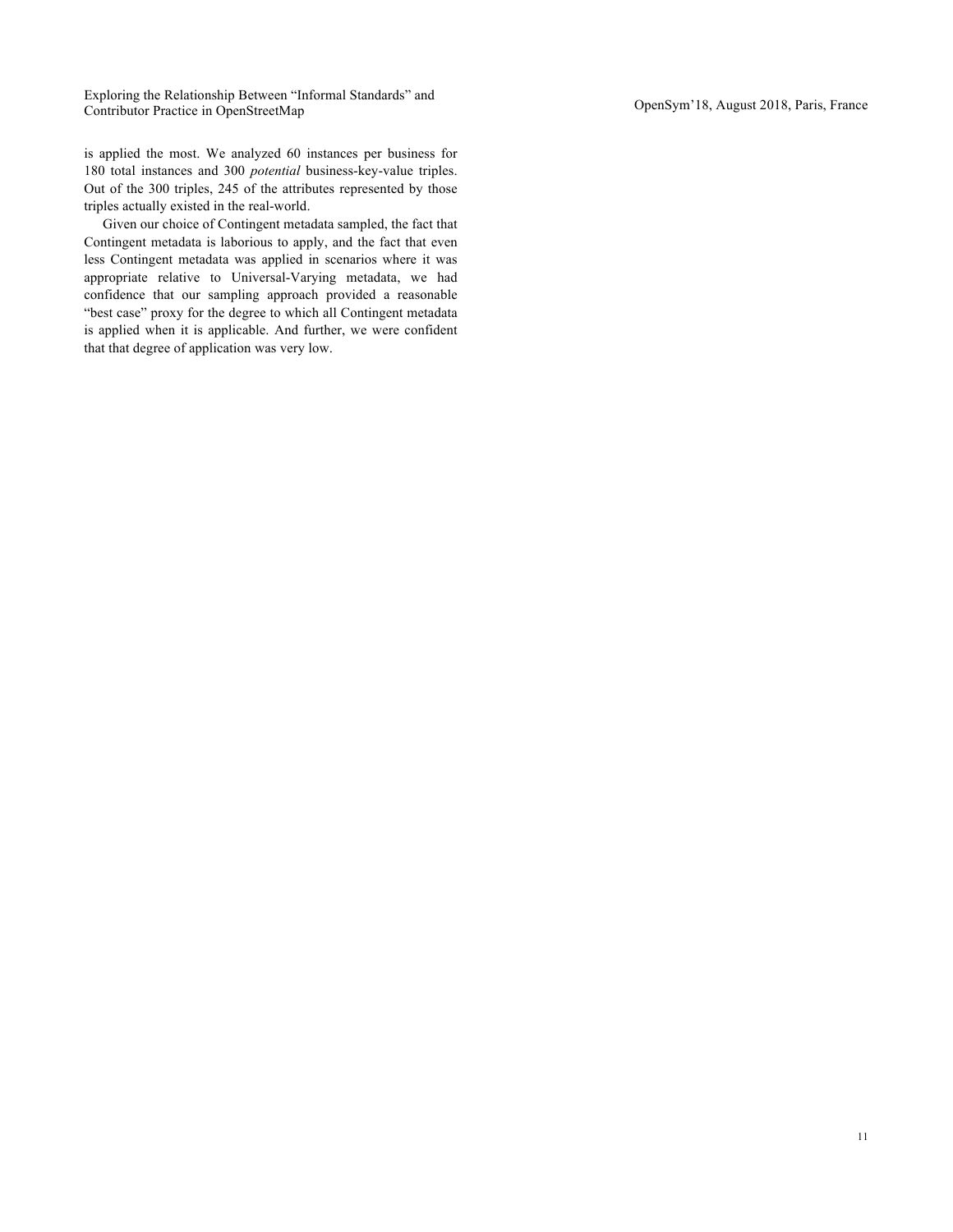is applied the most. We analyzed 60 instances per business for 180 total instances and 300 *potential* business-key-value triples. Out of the 300 triples, 245 of the attributes represented by those triples actually existed in the real-world.

Given our choice of Contingent metadata sampled, the fact that Contingent metadata is laborious to apply, and the fact that even less Contingent metadata was applied in scenarios where it was appropriate relative to Universal-Varying metadata, we had confidence that our sampling approach provided a reasonable "best case" proxy for the degree to which all Contingent metadata is applied when it is applicable. And further, we were confident that that degree of application was very low.